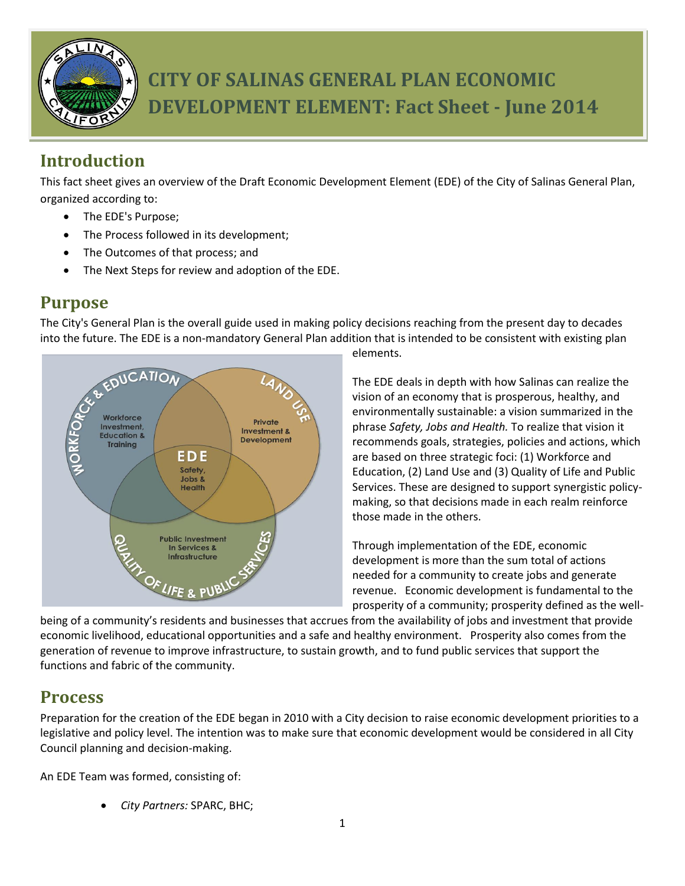# CITY OF SALINAS GENERAL PLAN ECONOMIC DEVELOPMENT ELEMENT: Fact Sheet - June 2014

## Introduction

This fact sheet gives an overview of the Draft Economic Development Element (EDE) of the City of Salinas General Plan, organized according to:

- The EDE's Purpose;
- The Process followed in its development;
- The Outcomes of that process; and
- The Next Steps for review and adoption of the EDE.

## Purpose

The City's General Plan is the overall guide used in making policy decisions reaching from the present day to decades into the future. The EDE is a non-mandatory General Plan addition that is intended to be consistent with existing plan elements.

The EDE deals in depth with how Salinas can realize the vision of an economy that is prosperous, healthy, and environmentally sustainable: a vision summarized in the phrase *Safety, Jobs and Health.* To realize that vision it recommends goals, strategies, policies and actions, which are based on three strategic foci: (1) Workforce and Education, (2) Land Use and (3) Quality of Life and Public Services. These are designed to support synergistic policy-making, so that decisions made in each realm reinforce those made in the others.

Through implementation of the EDE, economic development is more than the sum total of actions needed for a community to create jobs and generate revenue. Economic development is fundamental to the prosperity of a community; prosperity defined as the well-being of a community's residents and businesses that accrues from the availability of jobs and investment that provide economic livelihood, educational opportunities and a safe and healthy environment. Prosperity also comes from the generation of revenue to improve infrastructure, to sustain growth, and to fund public services that support the functions and fabric of the community.

## Process

Preparation for the creation of the EDE began in 2010 with a City decision to raise economic development priorities to a legislative and policy level. The intention was to make sure that economic development would be considered in all City Council planning and decision-making.

An EDE Team was formed, consisting of:

- *City Partners:* SPARC, BHC;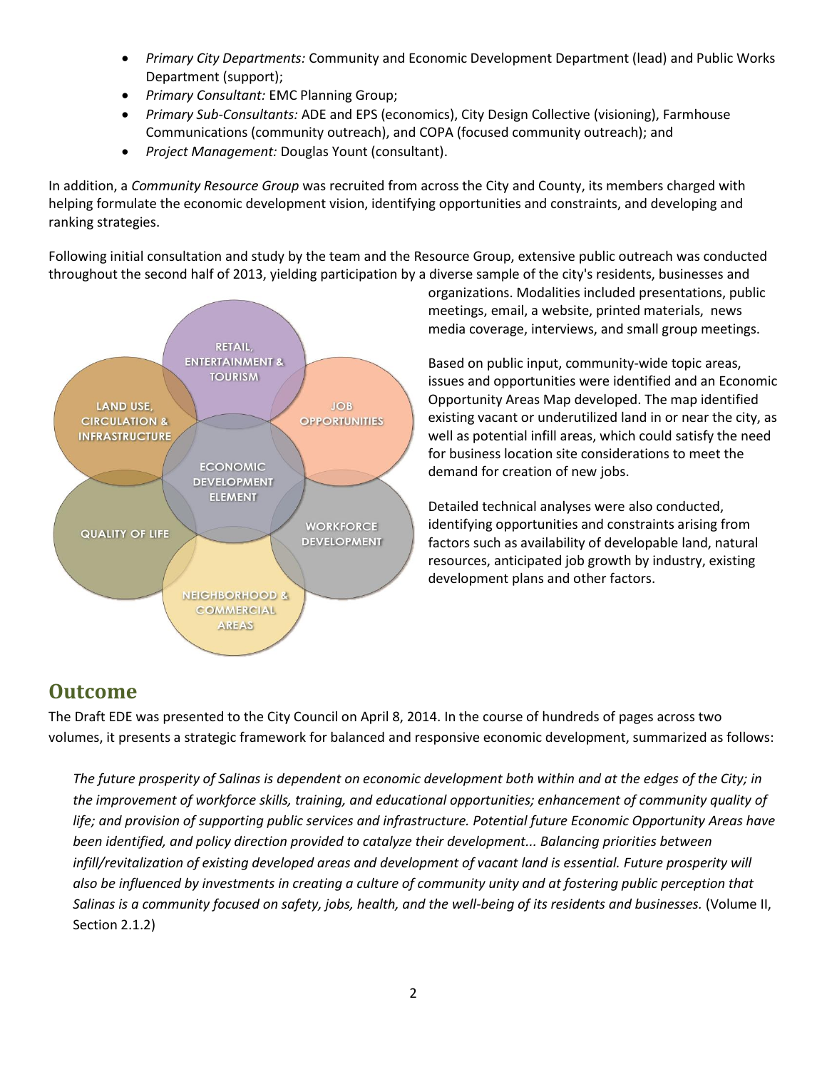- *Primary City Departments:* Community and Economic Development Department (lead) and Public Works Department (support);
- *Primary Consultant:* EMC Planning Group;
- *Primary Sub-Consultants:* ADE and EPS (economics), City Design Collective (visioning), Farmhouse Communications (community outreach), and COPA (focused community outreach); and
- *Project Management:* Douglas Yount (consultant).

In addition, a *Community Resource Group* was recruited from across the City and County, its members charged with helping formulate the economic development vision, identifying opportunities and constraints, and developing and ranking strategies.

Following initial consultation and study by the team and the Resource Group, extensive public outreach was conducted throughout the second half of 2013, yielding participation by a diverse sample of the city's residents, businesses and organizations. Modalities included presentations, public meetings, email, a website, printed materials, news media coverage, interviews, and small group meetings.

RETAIL, ENTERTAINMENT & TOURISM
JOB OPPORTUNITIES
WORKFORCE DEVELOPMENT
NEIGHBORHOOD & COMMERCIAL AREAS
QUALITY OF LIFE
LAND USE, CIRCULATION & INFRASTRUCTURE
ECONOMIC DEVELOPMENT ELEMENT

Based on public input, community-wide topic areas, issues and opportunities were identified and an Economic Opportunity Areas Map developed. The map identified existing vacant or underutilized land in or near the city, as well as potential infill areas, which could satisfy the need for business location site considerations to meet the demand for creation of new jobs.

Detailed technical analyses were also conducted, identifying opportunities and constraints arising from factors such as availability of developable land, natural resources, anticipated job growth by industry, existing development plans and other factors.

## Outcome

The Draft EDE was presented to the City Council on April 8, 2014. In the course of hundreds of pages across two volumes, it presents a strategic framework for balanced and responsive economic development, summarized as follows:

> *The future prosperity of Salinas is dependent on economic development both within and at the edges of the City; in the improvement of workforce skills, training, and educational opportunities; enhancement of community quality of life; and provision of supporting public services and infrastructure. Potential future Economic Opportunity Areas have been identified, and policy direction provided to catalyze their development... Balancing priorities between infill/revitalization of existing developed areas and development of vacant land is essential. Future prosperity will also be influenced by investments in creating a culture of community unity and at fostering public perception that Salinas is a community focused on safety, jobs, health, and the well-being of its residents and businesses.* (Volume II, Section 2.1.2)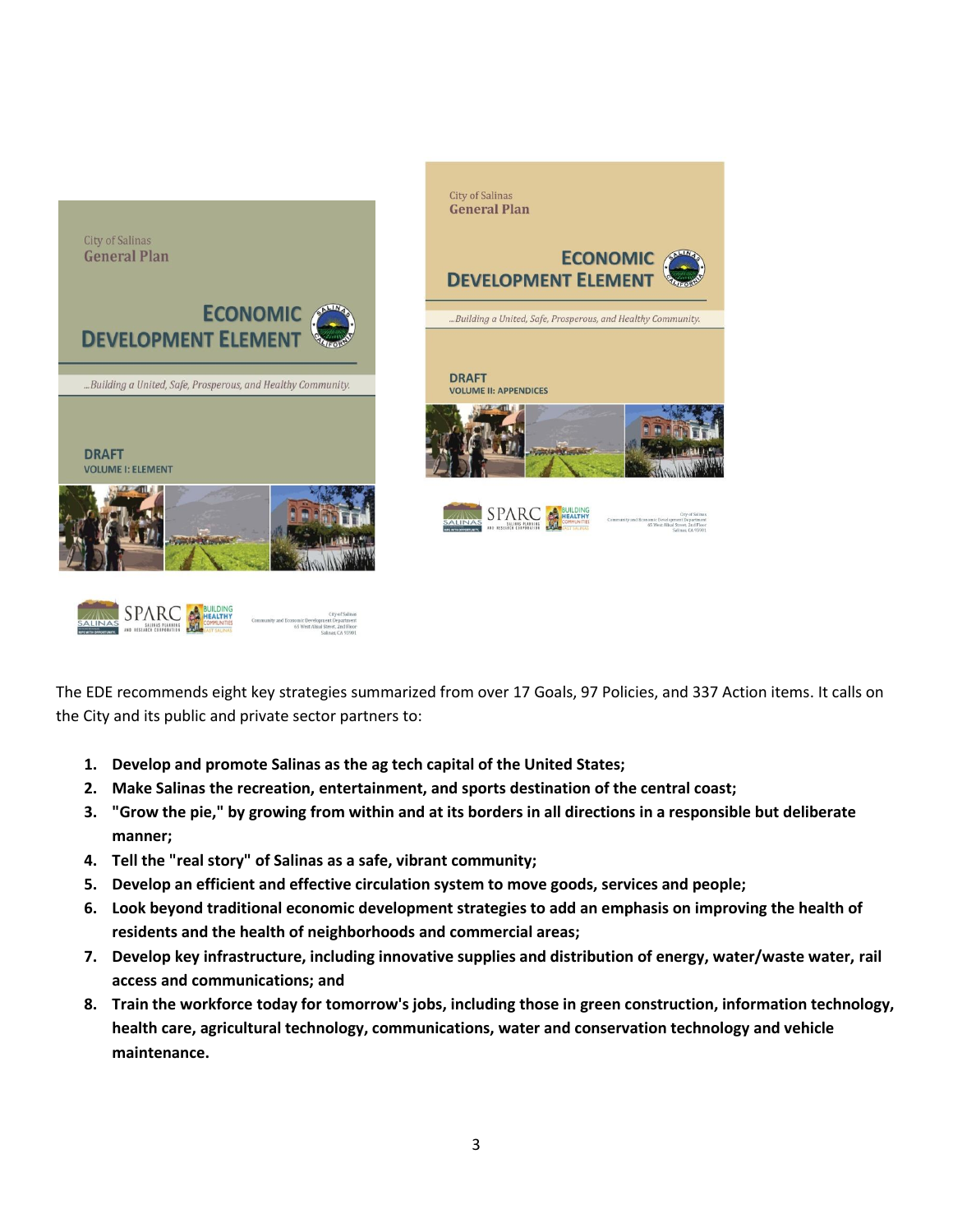The EDE recommends eight key strategies summarized from over 17 Goals, 97 Policies, and 337 Action items. It calls on the City and its public and private sector partners to:

1. **Develop and promote Salinas as the ag tech capital of the United States;**
2. **Make Salinas the recreation, entertainment, and sports destination of the central coast;**
3. **"Grow the pie," by growing from within and at its borders in all directions in a responsible but deliberate manner;**
4. **Tell the "real story" of Salinas as a safe, vibrant community;**
5. **Develop an efficient and effective circulation system to move goods, services and people;**
6. **Look beyond traditional economic development strategies to add an emphasis on improving the health of residents and the health of neighborhoods and commercial areas;**
7. **Develop key infrastructure, including innovative supplies and distribution of energy, water/waste water, rail access and communications; and**
8. **Train the workforce today for tomorrow's jobs, including those in green construction, information technology, health care, agricultural technology, communications, water and conservation technology and vehicle maintenance.**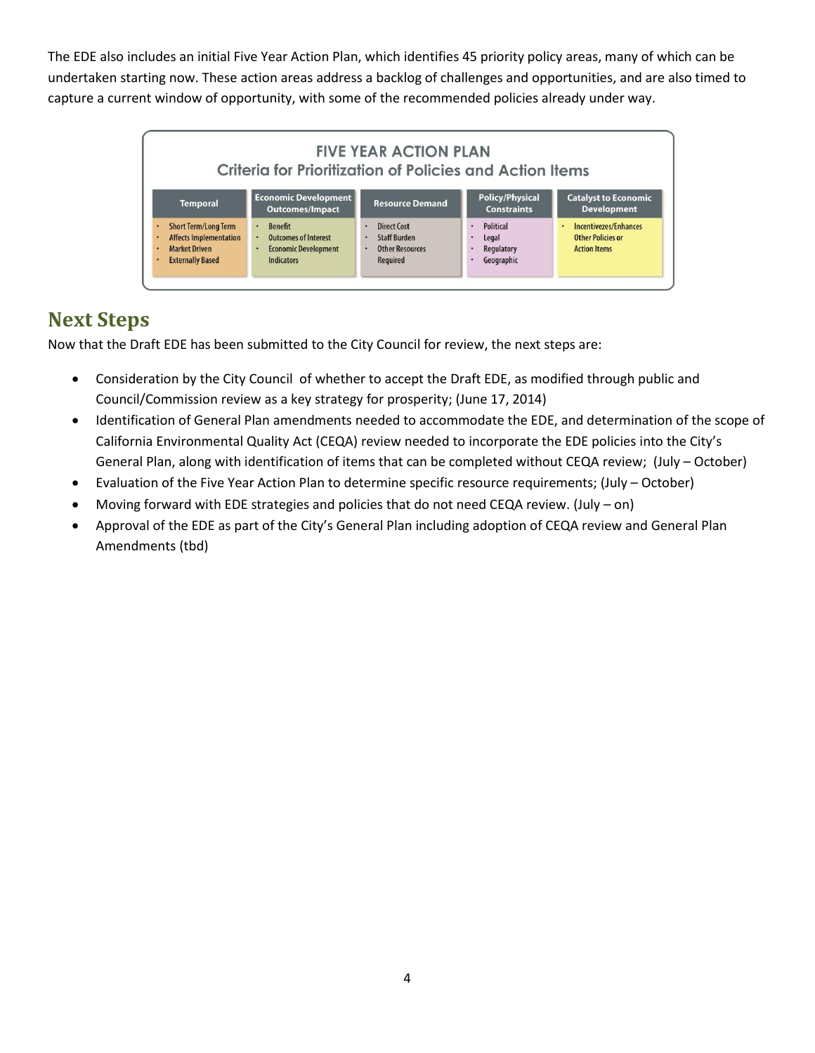The EDE also includes an initial Five Year Action Plan, which identifies 45 priority policy areas, many of which can be undertaken starting now. These action areas address a backlog of challenges and opportunities, and are also timed to capture a current window of opportunity, with some of the recommended policies already under way.

**FIVE YEAR ACTION PLAN**
**Criteria for Prioritization of Policies and Action Items**

| Temporal | Economic Development Outcomes/Impact | Resource Demand | Policy/Physical Constraints | Catalyst to Economic Development |
|---|---|---|---|---|
| • Short Term/Long Term<br>• Affects Implementation<br>• Market Driven<br>• Externally Based | • Benefit<br>• Outcomes of Interest<br>• Economic Development Indicators | • Direct Cost<br>• Staff Burden<br>• Other Resources Required | • Political<br>• Legal<br>• Regulatory<br>• Geographic | • Incentivezes/Enhances Other Policies or Action Items |

## Next Steps

Now that the Draft EDE has been submitted to the City Council for review, the next steps are:

- Consideration by the City Council of whether to accept the Draft EDE, as modified through public and Council/Commission review as a key strategy for prosperity; (June 17, 2014)
- Identification of General Plan amendments needed to accommodate the EDE, and determination of the scope of California Environmental Quality Act (CEQA) review needed to incorporate the EDE policies into the City's General Plan, along with identification of items that can be completed without CEQA review; (July – October)
- Evaluation of the Five Year Action Plan to determine specific resource requirements; (July – October)
- Moving forward with EDE strategies and policies that do not need CEQA review. (July – on)
- Approval of the EDE as part of the City's General Plan including adoption of CEQA review and General Plan Amendments (tbd)